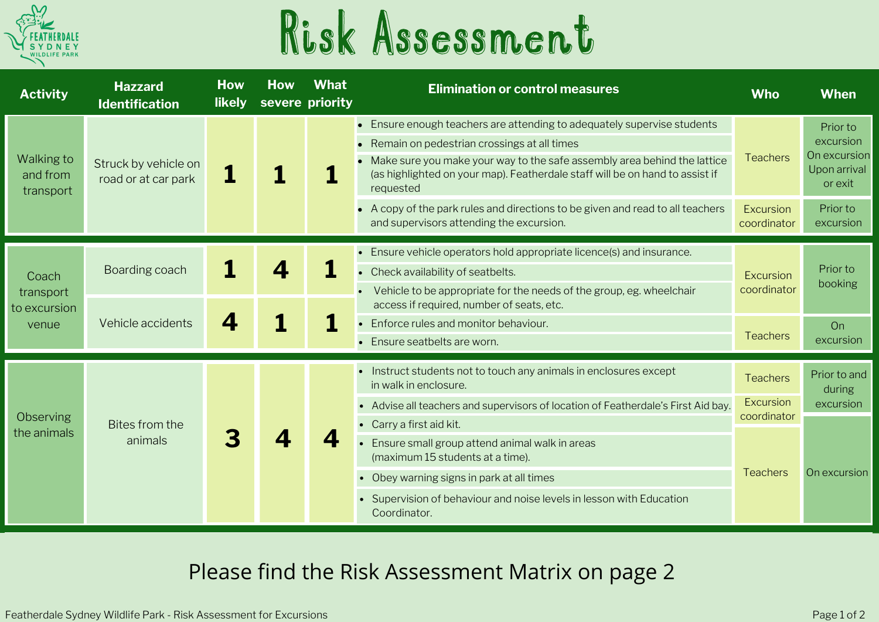# Risk Assessment

| Activity | Hazzard Identification | How likely | How severe | What priority | Elimination or control measures | Who | When |
|---|---|---|---|---|---|---|---|
| Walking to and from transport | Struck by vehicle on road or at car park | 1 | 1 | 1 | • Ensure enough teachers are attending to adequately supervise students<br>• Remain on pedestrian crossings at all times<br>• Make sure you make your way to the safe assembly area behind the lattice (as highlighted on your map). Featherdale staff will be on hand to assist if requested | Teachers | Prior to excursion<br>On excursion<br>Upon arrival or exit |
| | | | | | • A copy of the park rules and directions to be given and read to all teachers and supervisors attending the excursion. | Excursion coordinator | Prior to excursion |
| Coach transport to excursion venue | Boarding coach | 1 | 4 | 1 | • Ensure vehicle operators hold appropriate licence(s) and insurance.<br>• Check availability of seatbelts.<br>• Vehicle to be appropriate for the needs of the group, eg. wheelchair access if required, number of seats, etc. | Excursion coordinator | Prior to booking |
| | Vehicle accidents | 4 | 1 | 1 | • Enforce rules and monitor behaviour.<br>• Ensure seatbelts are worn. | Teachers | On excursion |
| Observing the animals | Bites from the animals | 3 | 4 | 4 | • Instruct students not to touch any animals in enclosures except in walk in enclosure. | Teachers | Prior to and during excursion |
| | | | | | • Advise all teachers and supervisors of location of Featherdale's First Aid bay. | Excursion coordinator | Prior to and during excursion |
| | | | | | • Carry a first aid kit.<br>• Ensure small group attend animal walk in areas (maximum 15 students at a time).<br>• Obey warning signs in park at all times<br>• Supervision of behaviour and noise levels in lesson with Education Coordinator. | Teachers | On excursion |

Please find the Risk Assessment Matrix on page 2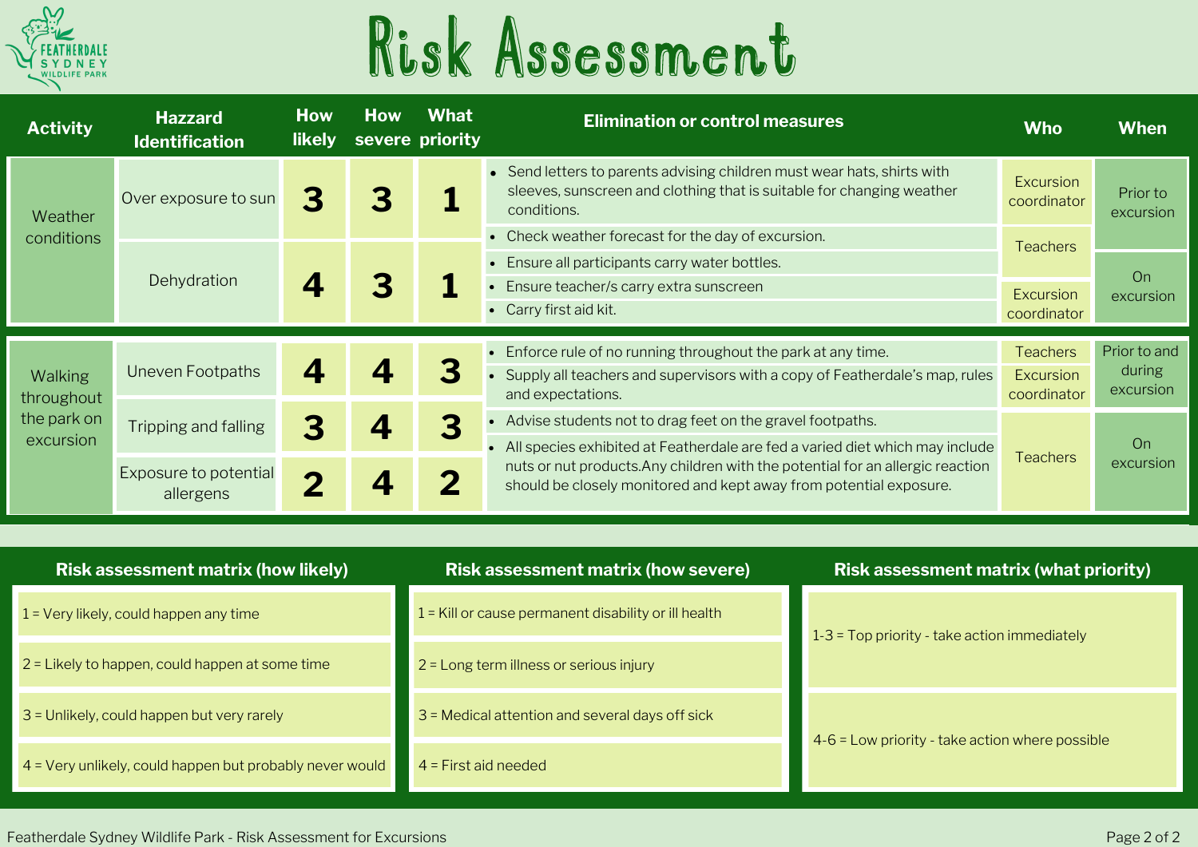# Risk Assessment

| Activity | Hazzard Identification | How likely | How severe | What priority | Elimination or control measures | Who | When |
|---|---|---|---|---|---|---|---|
| Weather conditions | Over exposure to sun | 3 | 3 | 1 | • Send letters to parents advising children must wear hats, shirts with sleeves, sunscreen and clothing that is suitable for changing weather conditions. | Excursion coordinator | Prior to excursion |
| | | | | | • Check weather forecast for the day of excursion. | Teachers | |
| | Dehydration | 4 | 3 | 1 | • Ensure all participants carry water bottles. | | On excursion |
| | | | | | • Ensure teacher/s carry extra sunscreen | Excursion coordinator | |
| | | | | | • Carry first aid kit. | | |
| Walking throughout the park on excursion | Uneven Footpaths | 4 | 4 | 3 | • Enforce rule of no running throughout the park at any time. | Teachers | Prior to and during excursion |
| | | | | | • Supply all teachers and supervisors with a copy of Featherdale's map, rules and expectations. | Excursion coordinator | |
| | Tripping and falling | 3 | 4 | 3 | • Advise students not to drag feet on the gravel footpaths. | Teachers | On excursion |
| | Exposure to potential allergens | 2 | 4 | 2 | • All species exhibited at Featherdale are fed a varied diet which may include nuts or nut products.Any children with the potential for an allergic reaction should be closely monitored and kept away from potential exposure. | | |

| Risk assessment matrix (how likely) | Risk assessment matrix (how severe) | Risk assessment matrix (what priority) |
|---|---|---|
| 1 = Very likely, could happen any time | 1 = Kill or cause permanent disability or ill health | 1-3 = Top priority - take action immediately |
| 2 = Likely to happen, could happen at some time | 2 = Long term illness or serious injury | |
| 3 = Unlikely, could happen but very rarely | 3 = Medical attention and several days off sick | 4-6 = Low priority - take action where possible |
| 4 = Very unlikely, could happen but probably never would | 4 = First aid needed | |

Featherdale Sydney Wildlife Park - Risk Assessment for Excursions